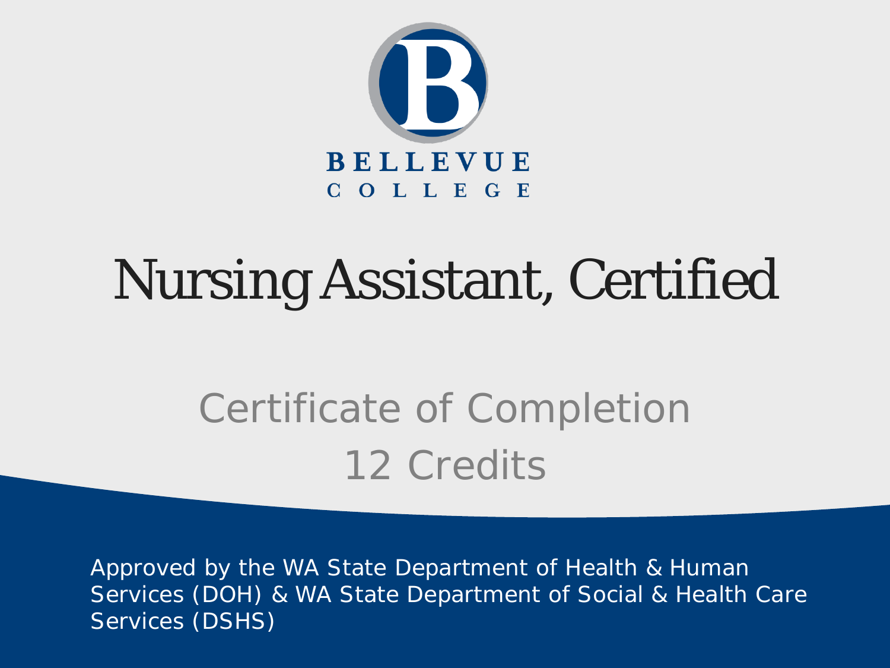BELLEVUE COLLEGE

# Nursing Assistant, Certified

## Certificate of Completion
## 12 Credits

Approved by the WA State Department of Health & Human Services (DOH) & WA State Department of Social & Health Care Services (DSHS)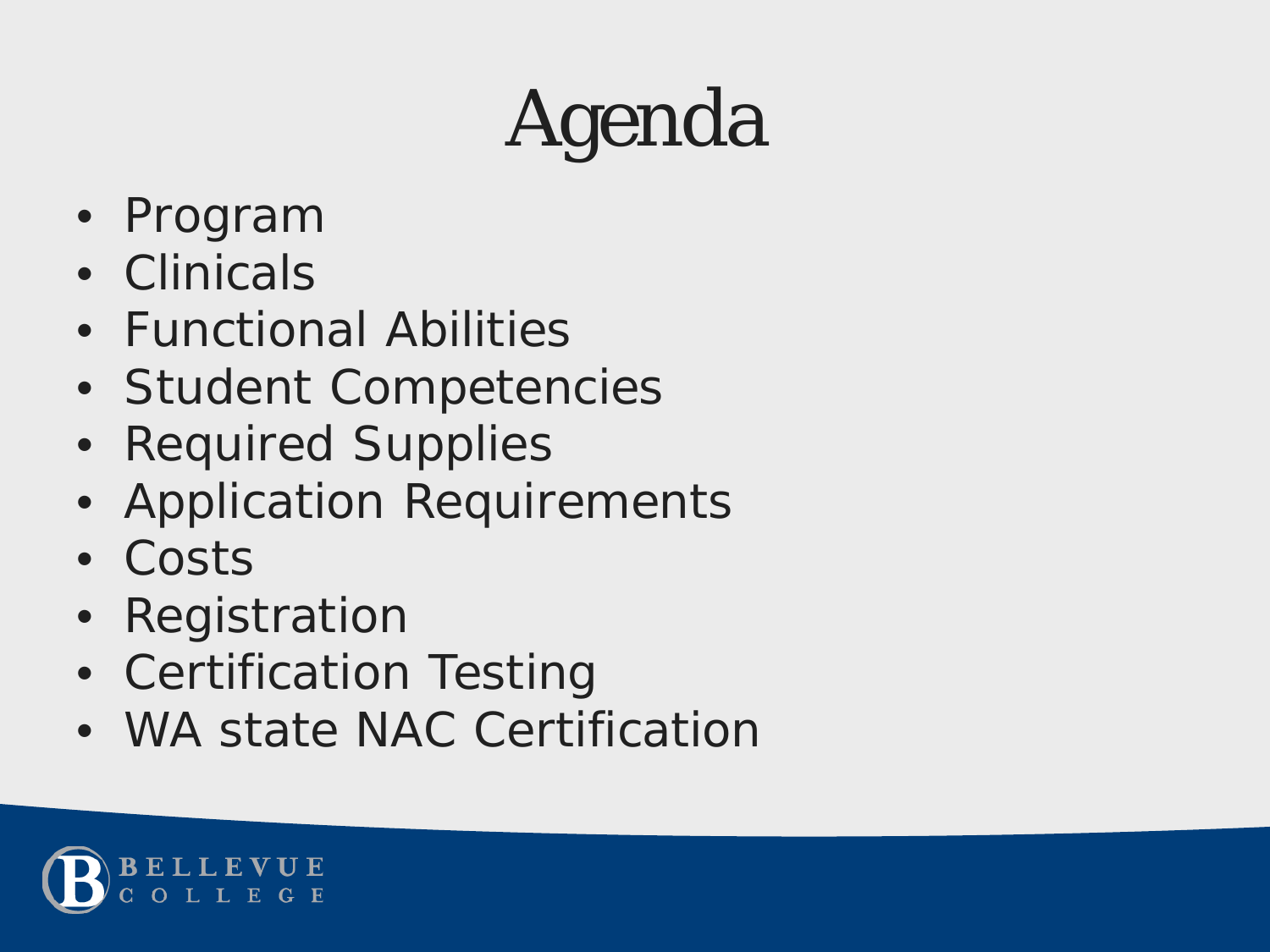# Agenda

- Program
- Clinicals
- Functional Abilities
- Student Competencies
- Required Supplies
- Application Requirements
- Costs
- Registration
- Certification Testing
- WA state NAC Certification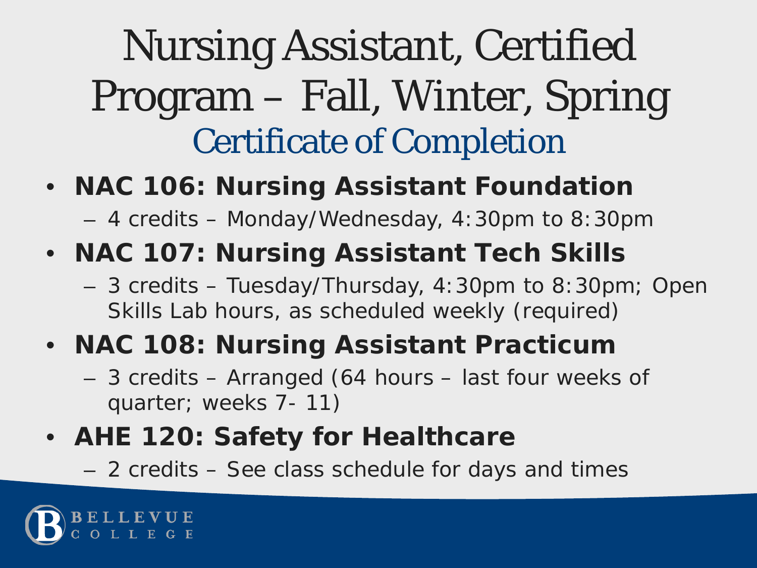# Nursing Assistant, Certified Program – Fall, Winter, Spring

## Certificate of Completion

- **NAC 106: Nursing Assistant Foundation**
  - 4 credits – Monday/Wednesday, 4:30pm to 8:30pm
- **NAC 107: Nursing Assistant Tech Skills**
  - 3 credits – Tuesday/Thursday, 4:30pm to 8:30pm; Open Skills Lab hours, as scheduled weekly (required)
- **NAC 108: Nursing Assistant Practicum**
  - 3 credits – Arranged (64 hours – last four weeks of quarter; weeks 7- 11)
- **AHE 120: Safety for Healthcare**
  - 2 credits – See class schedule for days and times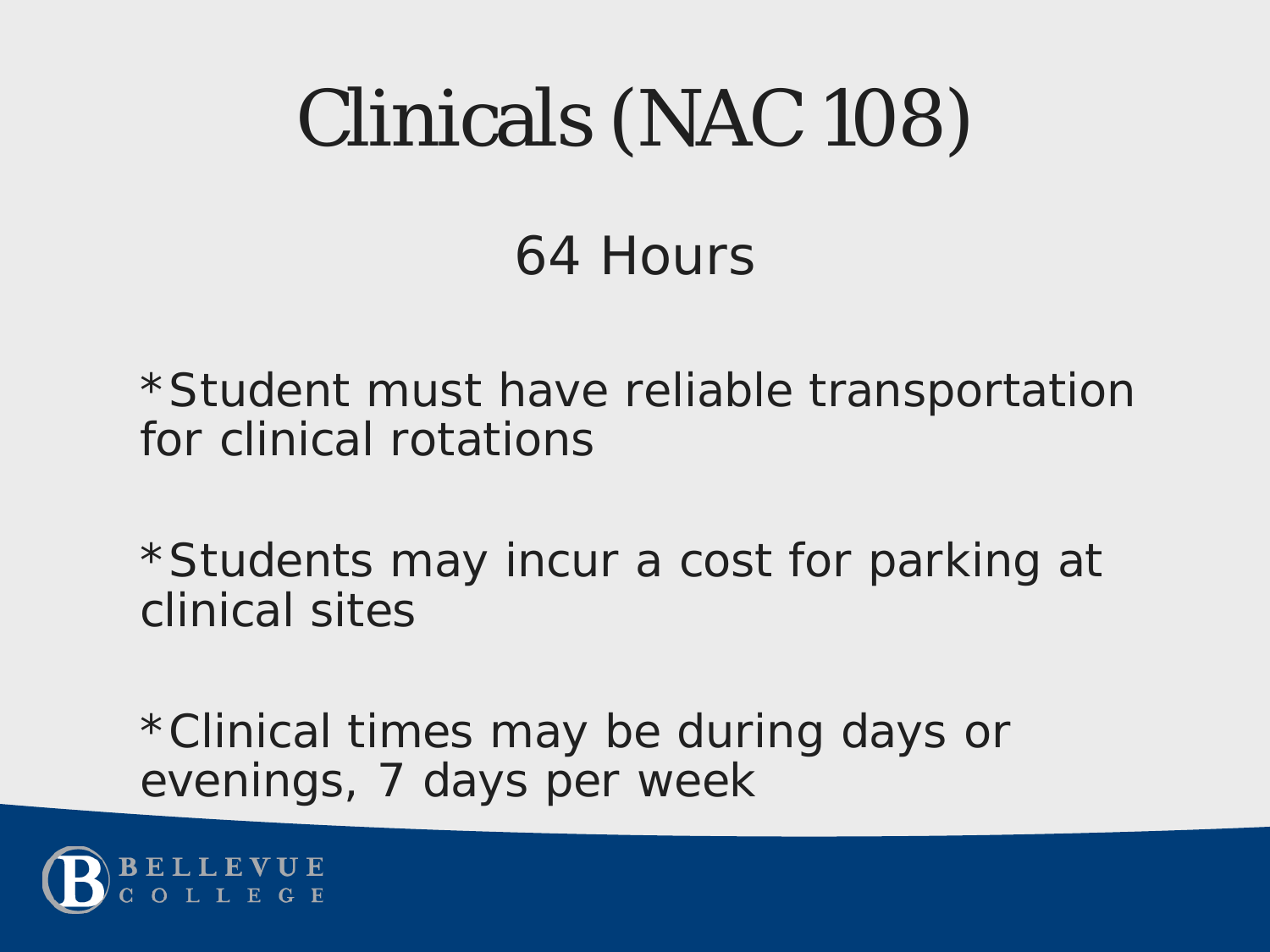# Clinicals (NAC 108)

64 Hours

*Student must have reliable transportation for clinical rotations

*Students may incur a cost for parking at clinical sites

*Clinical times may be during days or evenings, 7 days per week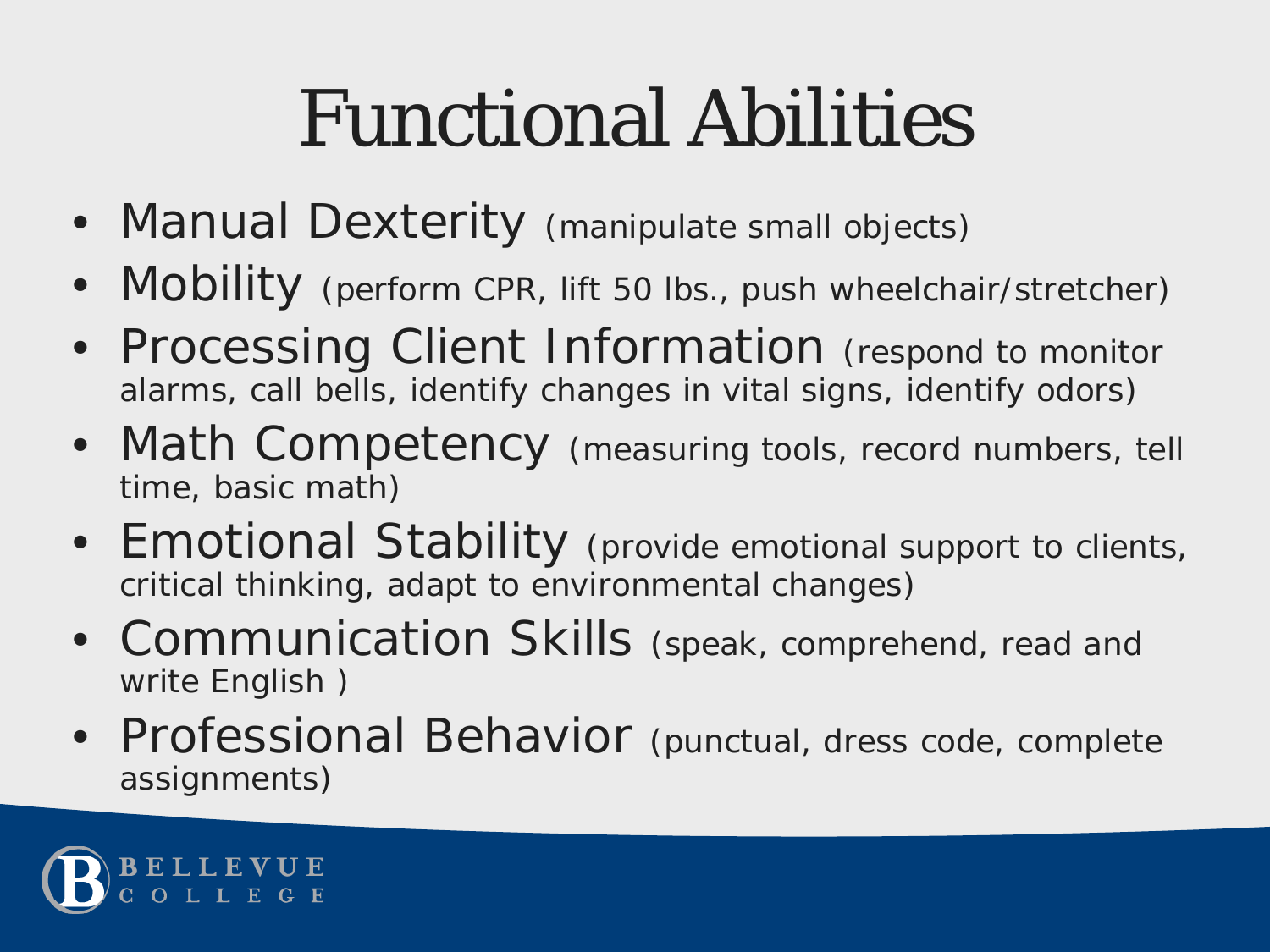# Functional Abilities

- Manual Dexterity (manipulate small objects)
- Mobility (perform CPR, lift 50 lbs., push wheelchair/stretcher)
- Processing Client Information (respond to monitor alarms, call bells, identify changes in vital signs, identify odors)
- Math Competency (measuring tools, record numbers, tell time, basic math)
- Emotional Stability (provide emotional support to clients, critical thinking, adapt to environmental changes)
- Communication Skills (speak, comprehend, read and write English )
- Professional Behavior (punctual, dress code, complete assignments)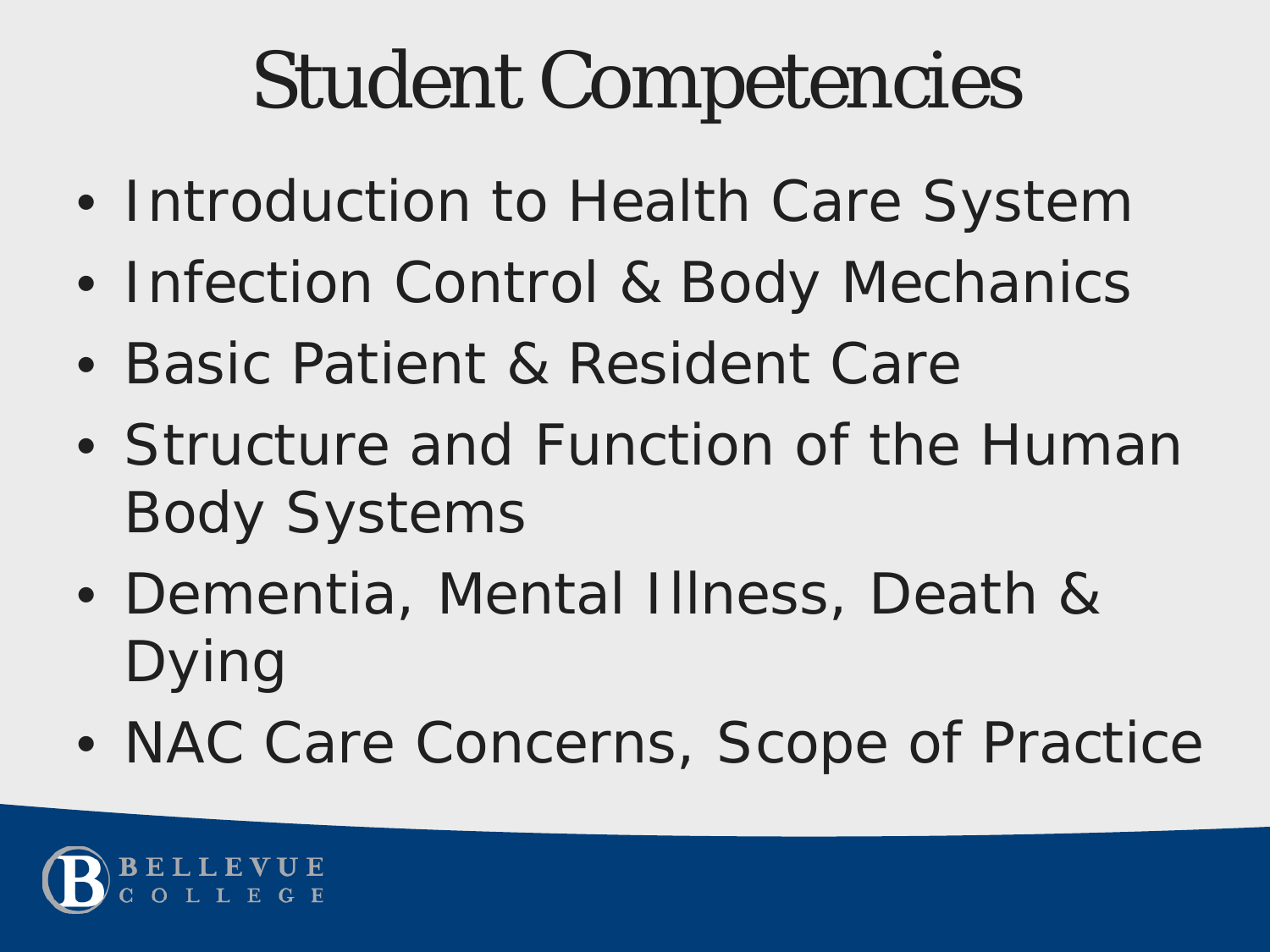# Student Competencies

- Introduction to Health Care System
- Infection Control & Body Mechanics
- Basic Patient & Resident Care
- Structure and Function of the Human Body Systems
- Dementia, Mental Illness, Death & Dying
- NAC Care Concerns, Scope of Practice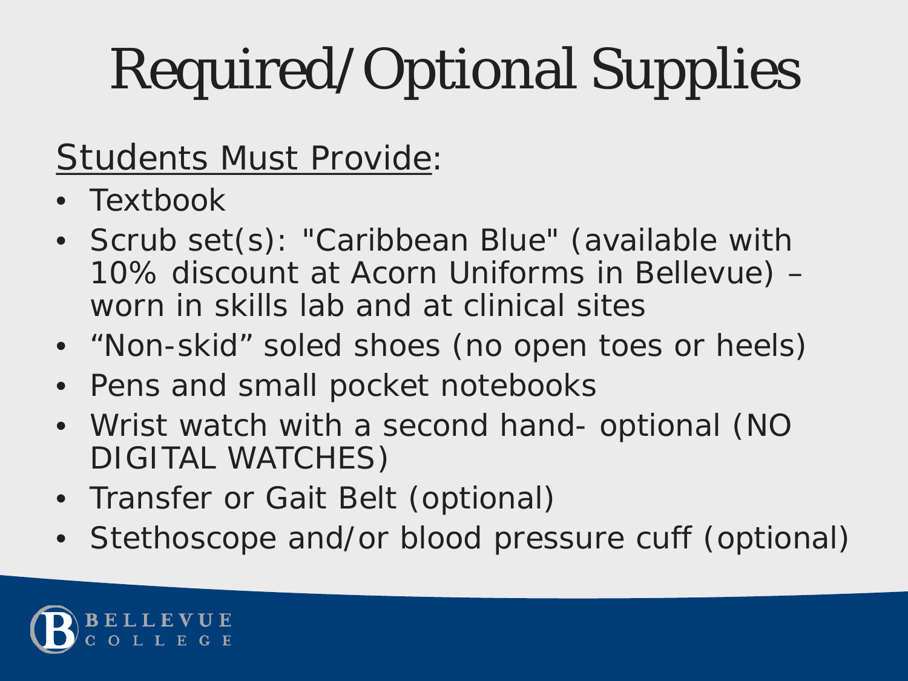# Required/Optional Supplies

Students Must Provide:

- Textbook
- Scrub set(s): "Caribbean Blue" (available with 10% discount at Acorn Uniforms in Bellevue) – worn in skills lab and at clinical sites
- “Non-skid” soled shoes (no open toes or heels)
- Pens and small pocket notebooks
- Wrist watch with a second hand- optional (NO DIGITAL WATCHES)
- Transfer or Gait Belt (optional)
- Stethoscope and/or blood pressure cuff (optional)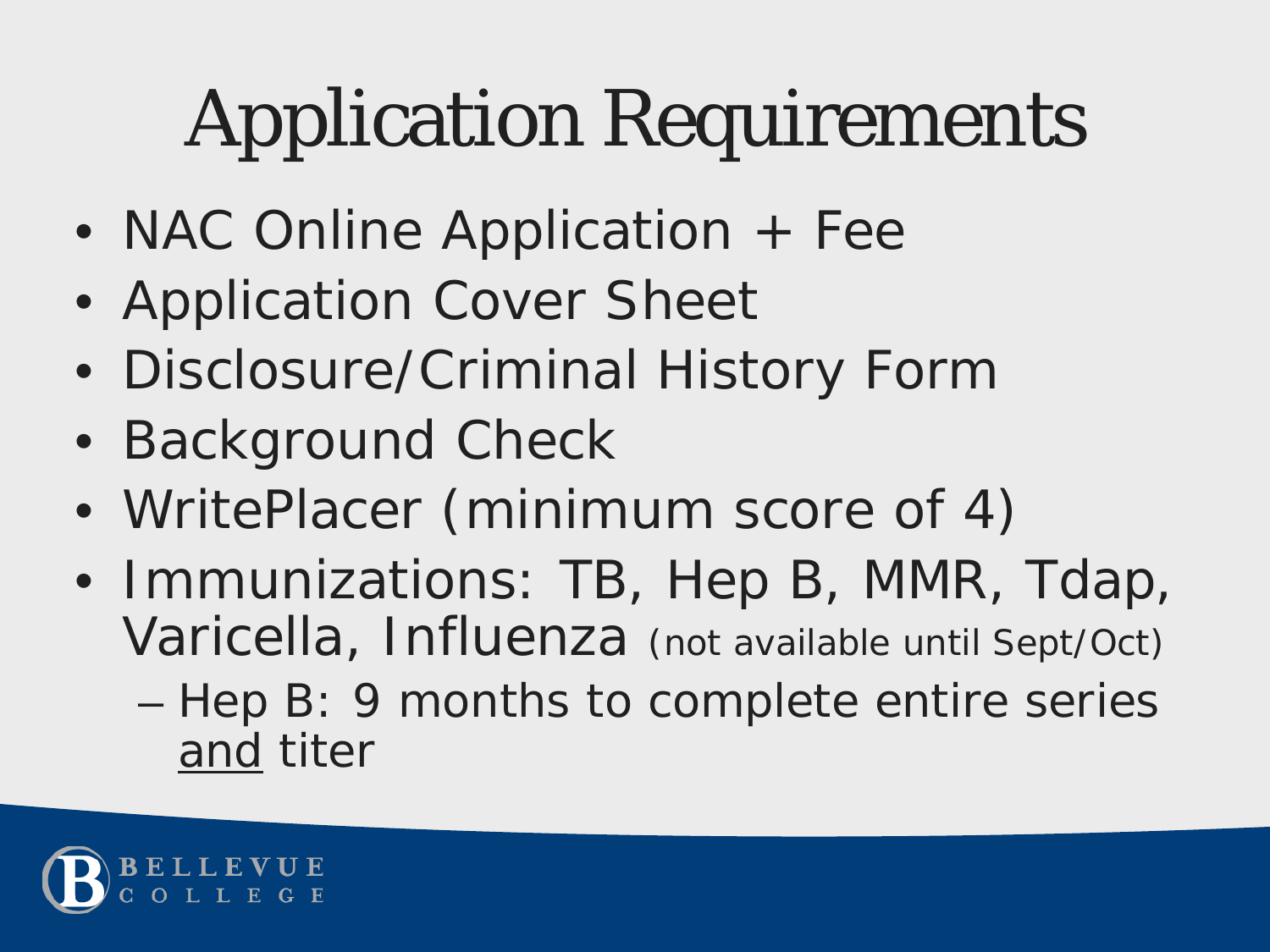# Application Requirements

- NAC Online Application + Fee
- Application Cover Sheet
- Disclosure/Criminal History Form
- Background Check
- WritePlacer (minimum score of 4)
- Immunizations: TB, Hep B, MMR, Tdap, Varicella, Influenza (not available until Sept/Oct)
  - Hep B: 9 months to complete entire series <u>and</u> titer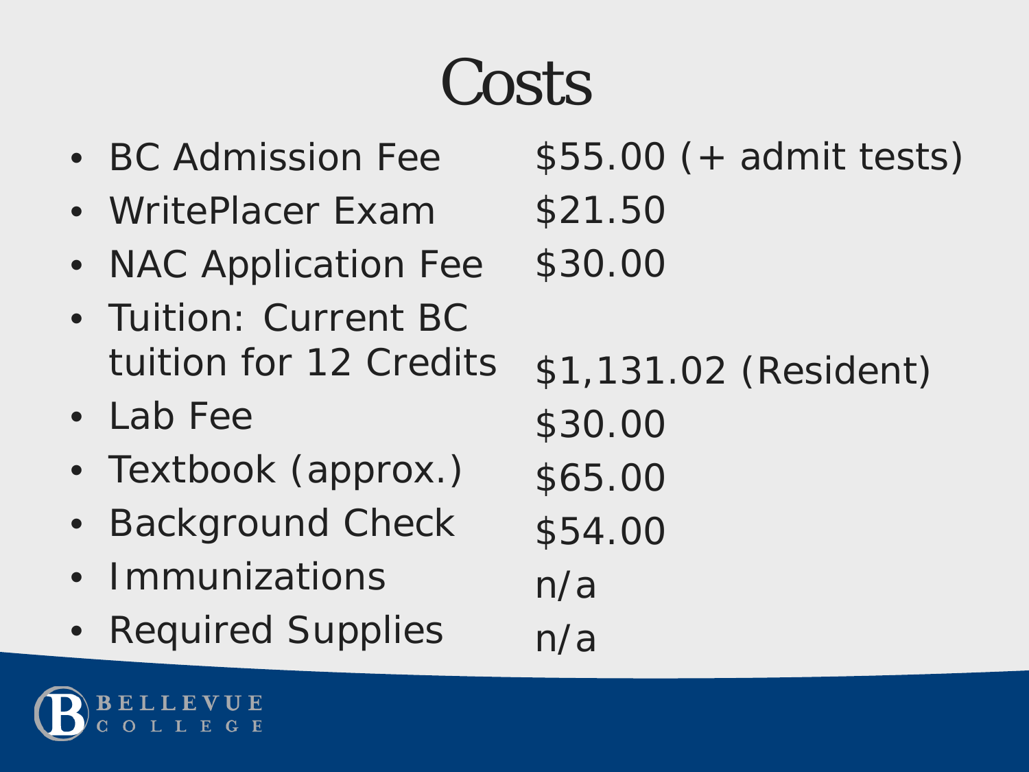# Costs

| Item | Cost |
| --- | --- |
| BC Admission Fee | $55.00 (+ admit tests) |
| WritePlacer Exam | $21.50 |
| NAC Application Fee | $30.00 |
| Tuition: Current BC tuition for 12 Credits | $1,131.02 (Resident) |
| Lab Fee | $30.00 |
| Textbook (approx.) | $65.00 |
| Background Check | $54.00 |
| Immunizations | n/a |
| Required Supplies | n/a |

BELLEVUE COLLEGE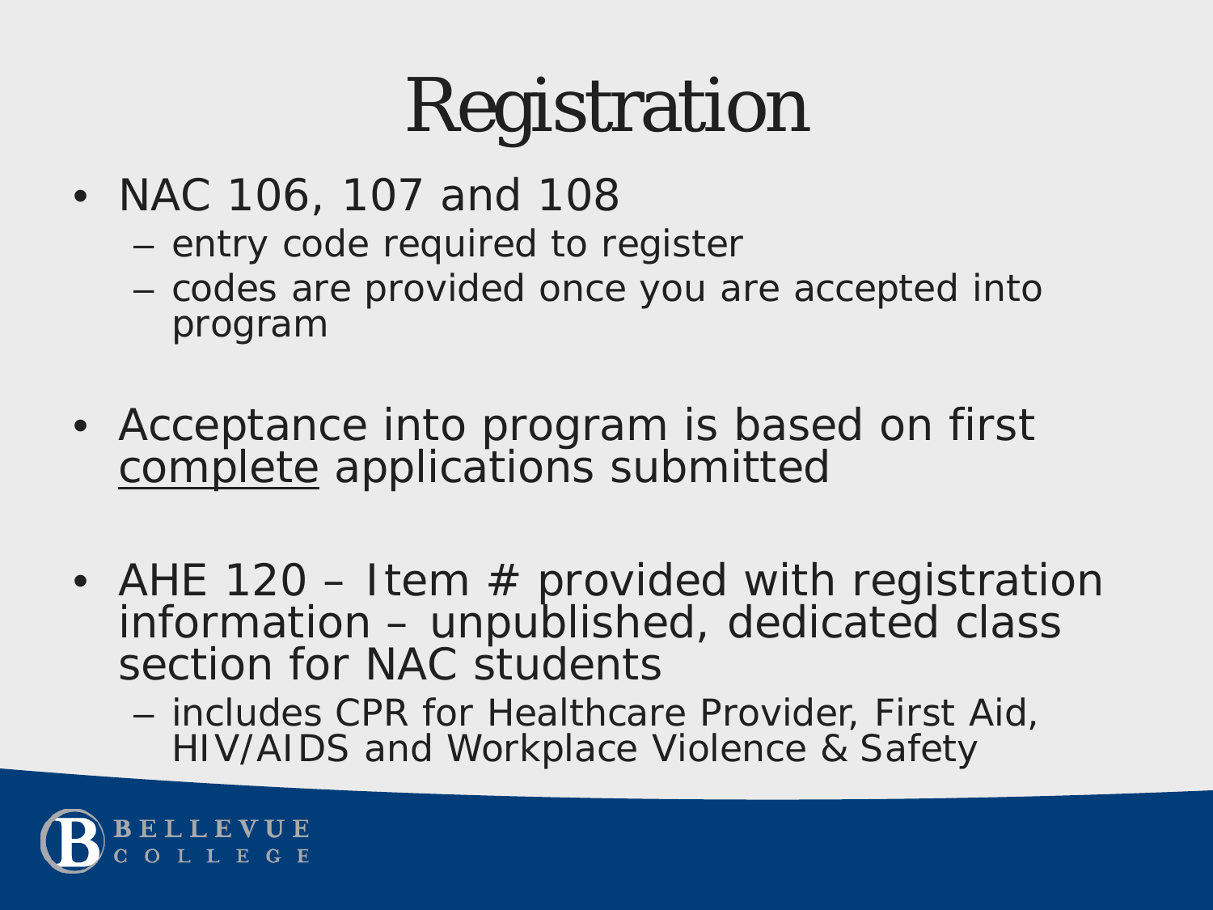# Registration

- NAC 106, 107 and 108
  - entry code required to register
  - codes are provided once you are accepted into program
- Acceptance into program is based on first complete applications submitted
- AHE 120 – Item # provided with registration information – unpublished, dedicated class section for NAC students
  - includes CPR for Healthcare Provider, First Aid, HIV/AIDS and Workplace Violence & Safety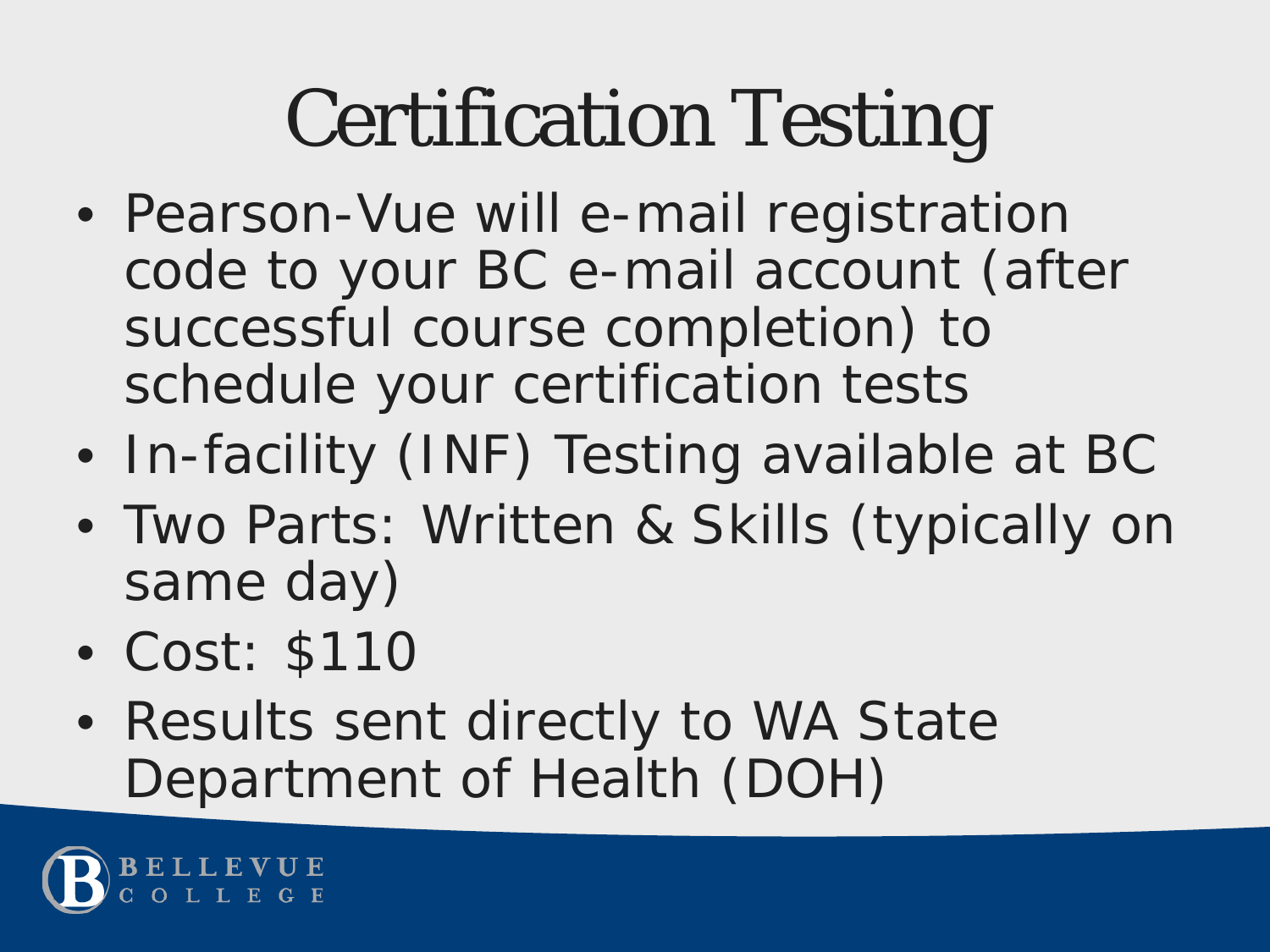# Certification Testing

- Pearson-Vue will e-mail registration code to your BC e-mail account (after successful course completion) to schedule your certification tests
- In-facility (INF) Testing available at BC
- Two Parts: Written & Skills (typically on same day)
- Cost: $110
- Results sent directly to WA State Department of Health (DOH)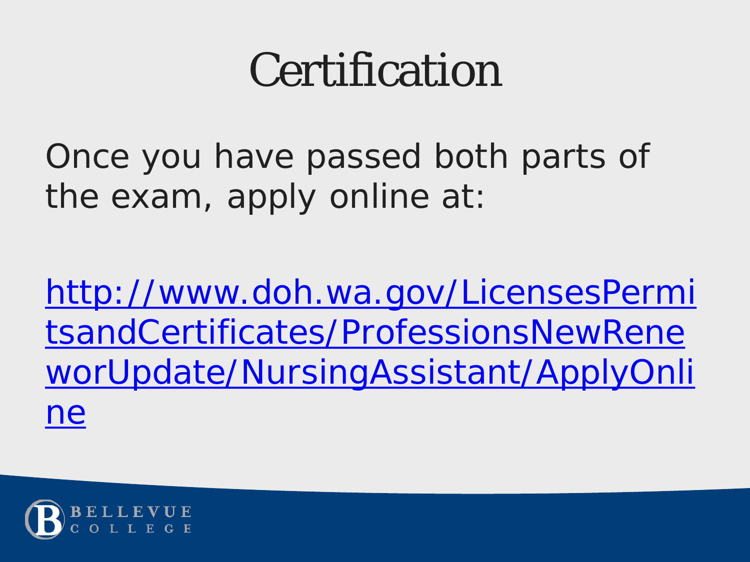# Certification

Once you have passed both parts of the exam, apply online at:

[http://www.doh.wa.gov/LicensesPermitsandCertificates/ProfessionsNewReneworUpdate/NursingAssistant/ApplyOnline](http://www.doh.wa.gov/LicensesPermitsandCertificates/ProfessionsNewReneworUpdate/NursingAssistant/ApplyOnline)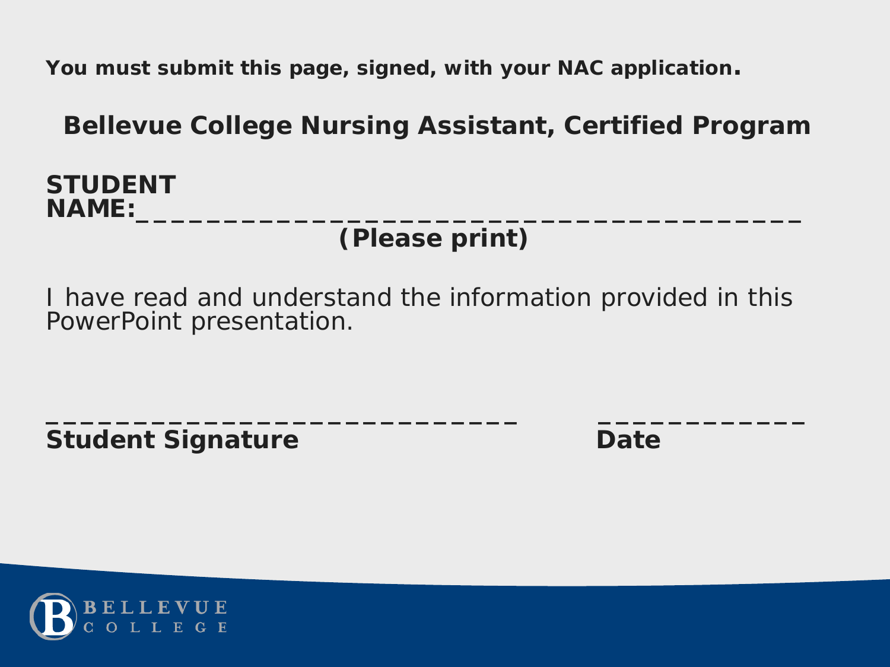**You must submit this page, signed, with your NAC application.**

## Bellevue College Nursing Assistant, Certified Program

**STUDENT NAME:**___________________________________

**(Please print)**

I have read and understand the information provided in this PowerPoint presentation.

_________________________ ___________

**Student Signature** **Date**

BELLEVUE COLLEGE